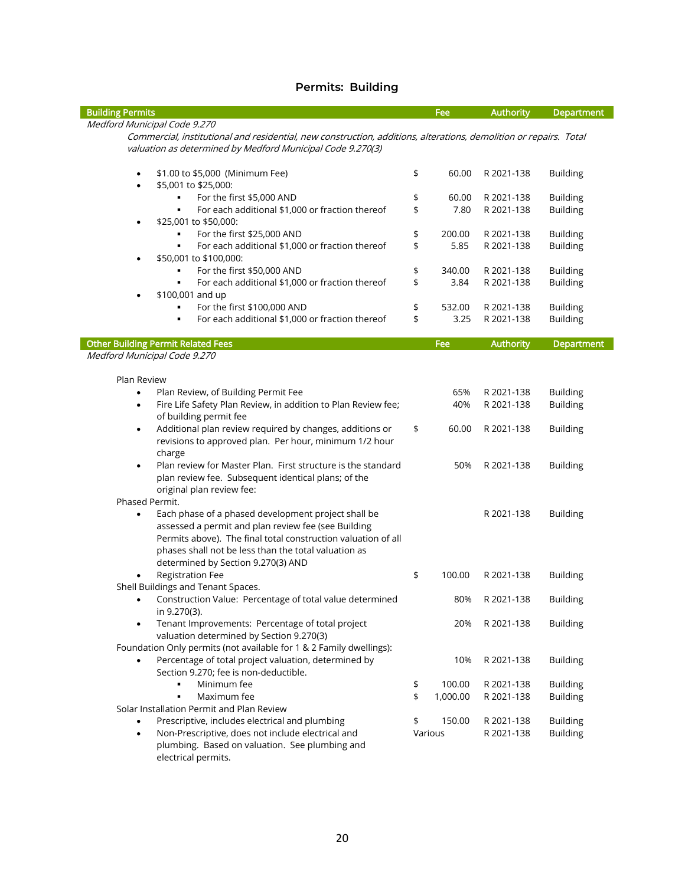# Permits: Building

| Building Permits | Fee | Authority | Department |
|---|---|---|---|
| *Medford Municipal Code 9.270* | | | |
| *Commercial, institutional and residential, new construction, additions, alterations, demolition or repairs. Total valuation as determined by Medford Municipal Code 9.270(3)* | | | |
| • $1.00 to $5,000 (Minimum Fee) | $ 60.00 | R 2021-138 | Building |
| • $5,001 to $25,000: | | | |
| ▪ For the first $5,000 AND | $ 60.00 | R 2021-138 | Building |
| ▪ For each additional $1,000 or fraction thereof | $ 7.80 | R 2021-138 | Building |
| • $25,001 to $50,000: | | | |
| ▪ For the first $25,000 AND | $ 200.00 | R 2021-138 | Building |
| ▪ For each additional $1,000 or fraction thereof | $ 5.85 | R 2021-138 | Building |
| • $50,001 to $100,000: | | | |
| ▪ For the first $50,000 AND | $ 340.00 | R 2021-138 | Building |
| ▪ For each additional $1,000 or fraction thereof | $ 3.84 | R 2021-138 | Building |
| • $100,001 and up | | | |
| ▪ For the first $100,000 AND | $ 532.00 | R 2021-138 | Building |
| ▪ For each additional $1,000 or fraction thereof | $ 3.25 | R 2021-138 | Building |

| Other Building Permit Related Fees | Fee | Authority | Department |
|---|---|---|---|
| *Medford Municipal Code 9.270* | | | |
| Plan Review | | | |
| • Plan Review, of Building Permit Fee | 65% | R 2021-138 | Building |
| • Fire Life Safety Plan Review, in addition to Plan Review fee; of building permit fee | 40% | R 2021-138 | Building |
| • Additional plan review required by changes, additions or revisions to approved plan. Per hour, minimum 1/2 hour charge | $ 60.00 | R 2021-138 | Building |
| • Plan review for Master Plan. First structure is the standard plan review fee. Subsequent identical plans; of the original plan review fee: | 50% | R 2021-138 | Building |
| Phased Permit. | | | |
| • Each phase of a phased development project shall be assessed a permit and plan review fee (see Building Permits above). The final total construction valuation of all phases shall not be less than the total valuation as determined by Section 9.270(3) AND | | R 2021-138 | Building |
| • Registration Fee | $ 100.00 | R 2021-138 | Building |
| Shell Buildings and Tenant Spaces. | | | |
| • Construction Value: Percentage of total value determined in 9.270(3). | 80% | R 2021-138 | Building |
| • Tenant Improvements: Percentage of total project valuation determined by Section 9.270(3) | 20% | R 2021-138 | Building |
| Foundation Only permits (not available for 1 & 2 Family dwellings): | | | |
| • Percentage of total project valuation, determined by Section 9.270; fee is non-deductible. | 10% | R 2021-138 | Building |
| ▪ Minimum fee | $ 100.00 | R 2021-138 | Building |
| ▪ Maximum fee | $ 1,000.00 | R 2021-138 | Building |
| Solar Installation Permit and Plan Review | | | |
| • Prescriptive, includes electrical and plumbing | $ 150.00 | R 2021-138 | Building |
| • Non-Prescriptive, does not include electrical and plumbing. Based on valuation. See plumbing and electrical permits. | Various | R 2021-138 | Building |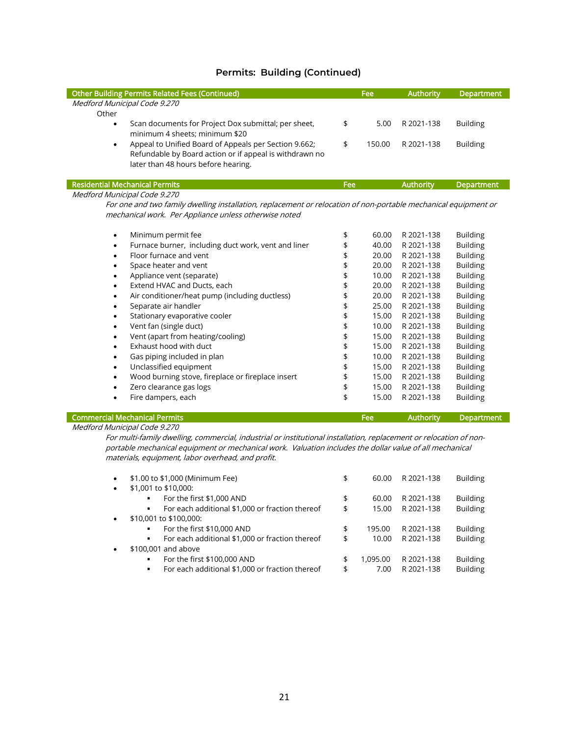## Permits: Building (Continued)

| Other Building Permits Related Fees (Continued) | Fee | Authority | Department |
|---|---|---|---|
| *Medford Municipal Code 9.270* | | | |
| Other | | | |
| • Scan documents for Project Dox submittal; per sheet, minimum 4 sheets; minimum $20 | $ 5.00 | R 2021-138 | Building |
| • Appeal to Unified Board of Appeals per Section 9.662; Refundable by Board action or if appeal is withdrawn no later than 48 hours before hearing. | $ 150.00 | R 2021-138 | Building |

| Residential Mechanical Permits | Fee | Authority | Department |
|---|---|---|---|
| *Medford Municipal Code 9.270* | | | |
| *For one and two family dwelling installation, replacement or relocation of non-portable mechanical equipment or mechanical work. Per Appliance unless otherwise noted* | | | |
| • Minimum permit fee | $ 60.00 | R 2021-138 | Building |
| • Furnace burner, including duct work, vent and liner | $ 40.00 | R 2021-138 | Building |
| • Floor furnace and vent | $ 20.00 | R 2021-138 | Building |
| • Space heater and vent | $ 20.00 | R 2021-138 | Building |
| • Appliance vent (separate) | $ 10.00 | R 2021-138 | Building |
| • Extend HVAC and Ducts, each | $ 20.00 | R 2021-138 | Building |
| • Air conditioner/heat pump (including ductless) | $ 20.00 | R 2021-138 | Building |
| • Separate air handler | $ 25.00 | R 2021-138 | Building |
| • Stationary evaporative cooler | $ 15.00 | R 2021-138 | Building |
| • Vent fan (single duct) | $ 10.00 | R 2021-138 | Building |
| • Vent (apart from heating/cooling) | $ 15.00 | R 2021-138 | Building |
| • Exhaust hood with duct | $ 15.00 | R 2021-138 | Building |
| • Gas piping included in plan | $ 10.00 | R 2021-138 | Building |
| • Unclassified equipment | $ 15.00 | R 2021-138 | Building |
| • Wood burning stove, fireplace or fireplace insert | $ 15.00 | R 2021-138 | Building |
| • Zero clearance gas logs | $ 15.00 | R 2021-138 | Building |
| • Fire dampers, each | $ 15.00 | R 2021-138 | Building |

| Commercial Mechanical Permits | Fee | Authority | Department |
|---|---|---|---|
| *Medford Municipal Code 9.270* | | | |
| *For multi-family dwelling, commercial, industrial or institutional installation, replacement or relocation of non-portable mechanical equipment or mechanical work. Valuation includes the dollar value of all mechanical materials, equipment, labor overhead, and profit.* | | | |
| • $1.00 to $1,000 (Minimum Fee) | $ 60.00 | R 2021-138 | Building |
| • $1,001 to $10,000: | | | |
| ▪ For the first $1,000 AND | $ 60.00 | R 2021-138 | Building |
| ▪ For each additional $1,000 or fraction thereof | $ 15.00 | R 2021-138 | Building |
| • $10,001 to $100,000: | | | |
| ▪ For the first $10,000 AND | $ 195.00 | R 2021-138 | Building |
| ▪ For each additional $1,000 or fraction thereof | $ 10.00 | R 2021-138 | Building |
| • $100,001 and above | | | |
| ▪ For the first $100,000 AND | $ 1,095.00 | R 2021-138 | Building |
| ▪ For each additional $1,000 or fraction thereof | $ 7.00 | R 2021-138 | Building |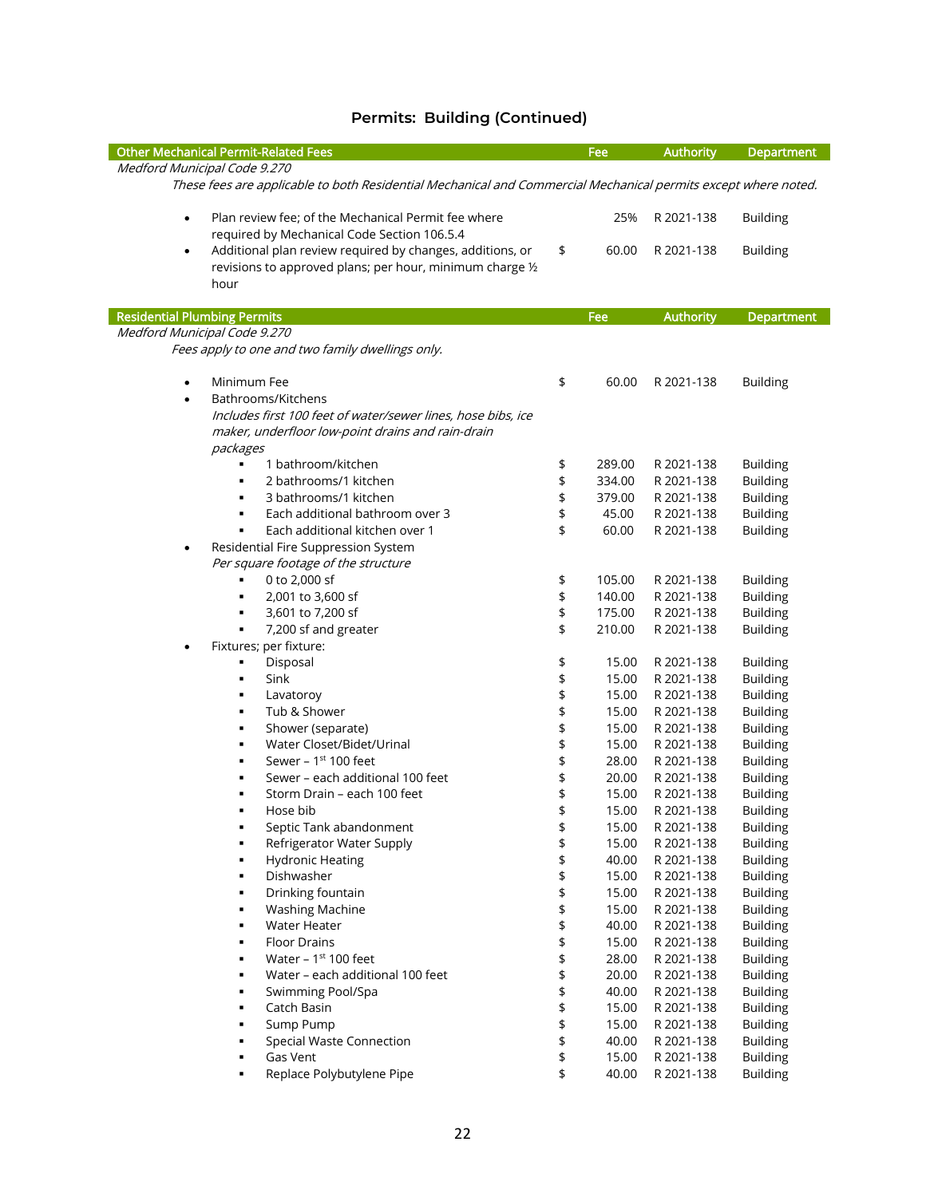## Permits: Building (Continued)

| Other Mechanical Permit-Related Fees | Fee | Authority | Department |
|---|---|---|---|
| *Medford Municipal Code 9.270* | | | |
| *These fees are applicable to both Residential Mechanical and Commercial Mechanical permits except where noted.* | | | |
| • Plan review fee; of the Mechanical Permit fee where required by Mechanical Code Section 106.5.4 | 25% | R 2021-138 | Building |
| • Additional plan review required by changes, additions, or revisions to approved plans; per hour, minimum charge ½ hour | $ 60.00 | R 2021-138 | Building |

| Residential Plumbing Permits | Fee | Authority | Department |
|---|---|---|---|
| *Medford Municipal Code 9.270* | | | |
| *Fees apply to one and two family dwellings only.* | | | |
| • Minimum Fee | $ 60.00 | R 2021-138 | Building |
| • Bathrooms/Kitchens *Includes first 100 feet of water/sewer lines, hose bibs, ice maker, underfloor low-point drains and rain-drain packages* | | | |
| ▪ 1 bathroom/kitchen | $ 289.00 | R 2021-138 | Building |
| ▪ 2 bathrooms/1 kitchen | $ 334.00 | R 2021-138 | Building |
| ▪ 3 bathrooms/1 kitchen | $ 379.00 | R 2021-138 | Building |
| ▪ Each additional bathroom over 3 | $ 45.00 | R 2021-138 | Building |
| ▪ Each additional kitchen over 1 | $ 60.00 | R 2021-138 | Building |
| • Residential Fire Suppression System *Per square footage of the structure* | | | |
| ▪ 0 to 2,000 sf | $ 105.00 | R 2021-138 | Building |
| ▪ 2,001 to 3,600 sf | $ 140.00 | R 2021-138 | Building |
| ▪ 3,601 to 7,200 sf | $ 175.00 | R 2021-138 | Building |
| ▪ 7,200 sf and greater | $ 210.00 | R 2021-138 | Building |
| • Fixtures; per fixture: | | | |
| ▪ Disposal | $ 15.00 | R 2021-138 | Building |
| ▪ Sink | $ 15.00 | R 2021-138 | Building |
| ▪ Lavatoroy | $ 15.00 | R 2021-138 | Building |
| ▪ Tub & Shower | $ 15.00 | R 2021-138 | Building |
| ▪ Shower (separate) | $ 15.00 | R 2021-138 | Building |
| ▪ Water Closet/Bidet/Urinal | $ 15.00 | R 2021-138 | Building |
| ▪ Sewer – 1st 100 feet | $ 28.00 | R 2021-138 | Building |
| ▪ Sewer – each additional 100 feet | $ 20.00 | R 2021-138 | Building |
| ▪ Storm Drain – each 100 feet | $ 15.00 | R 2021-138 | Building |
| ▪ Hose bib | $ 15.00 | R 2021-138 | Building |
| ▪ Septic Tank abandonment | $ 15.00 | R 2021-138 | Building |
| ▪ Refrigerator Water Supply | $ 15.00 | R 2021-138 | Building |
| ▪ Hydronic Heating | $ 40.00 | R 2021-138 | Building |
| ▪ Dishwasher | $ 15.00 | R 2021-138 | Building |
| ▪ Drinking fountain | $ 15.00 | R 2021-138 | Building |
| ▪ Washing Machine | $ 15.00 | R 2021-138 | Building |
| ▪ Water Heater | $ 40.00 | R 2021-138 | Building |
| ▪ Floor Drains | $ 15.00 | R 2021-138 | Building |
| ▪ Water – 1st 100 feet | $ 28.00 | R 2021-138 | Building |
| ▪ Water – each additional 100 feet | $ 20.00 | R 2021-138 | Building |
| ▪ Swimming Pool/Spa | $ 40.00 | R 2021-138 | Building |
| ▪ Catch Basin | $ 15.00 | R 2021-138 | Building |
| ▪ Sump Pump | $ 15.00 | R 2021-138 | Building |
| ▪ Special Waste Connection | $ 40.00 | R 2021-138 | Building |
| ▪ Gas Vent | $ 15.00 | R 2021-138 | Building |
| ▪ Replace Polybutylene Pipe | $ 40.00 | R 2021-138 | Building |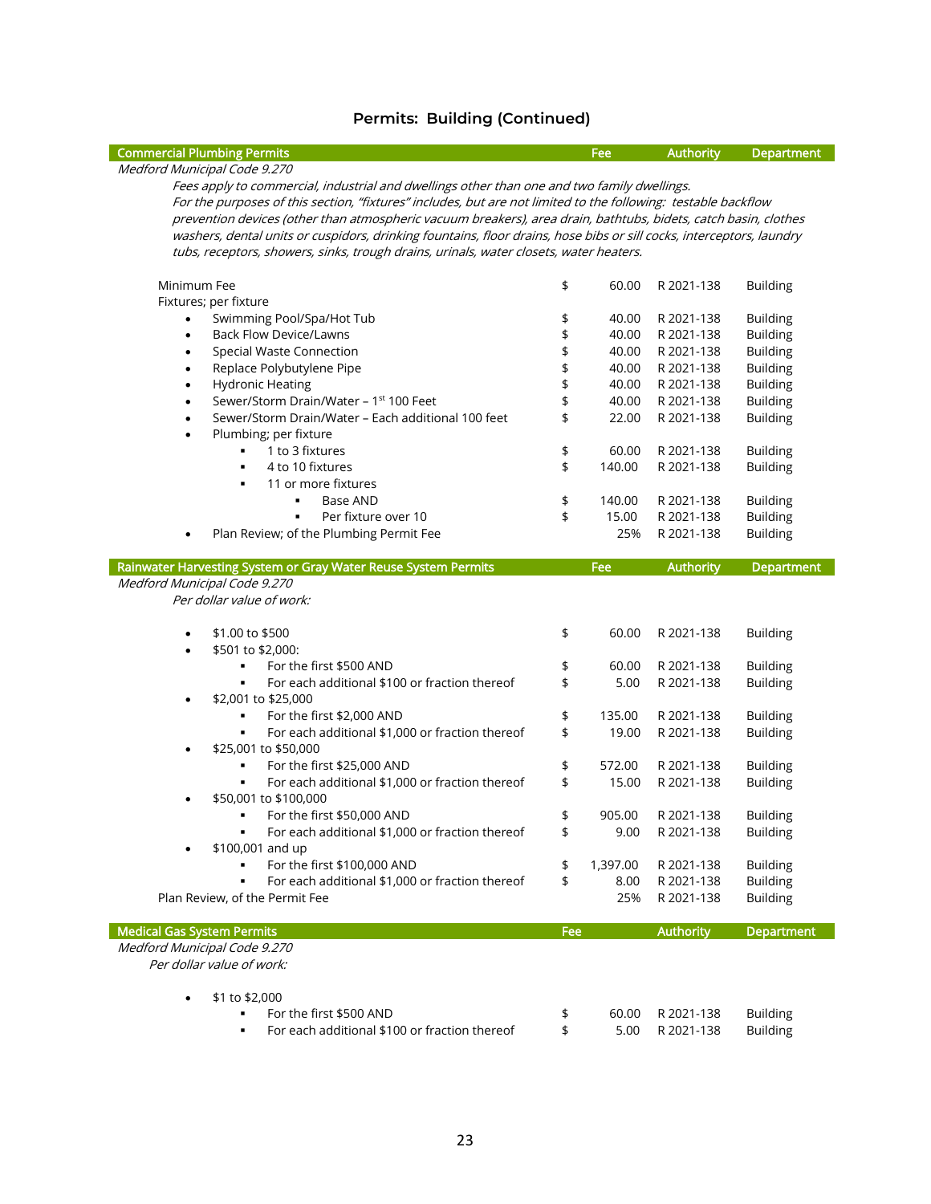## Permits: Building (Continued)

| Commercial Plumbing Permits | Fee | Authority | Department |
|---|---|---|---|
| *Medford Municipal Code 9.270* | | | |
| *Fees apply to commercial, industrial and dwellings other than one and two family dwellings.* | | | |
| *For the purposes of this section, "fixtures" includes, but are not limited to the following: testable backflow prevention devices (other than atmospheric vacuum breakers), area drain, bathtubs, bidets, catch basin, clothes washers, dental units or cuspidors, drinking fountains, floor drains, hose bibs or sill cocks, interceptors, laundry tubs, receptors, showers, sinks, trough drains, urinals, water closets, water heaters.* | | | |
| Minimum Fee | $ 60.00 | R 2021-138 | Building |
| Fixtures; per fixture | | | |
| • Swimming Pool/Spa/Hot Tub | $ 40.00 | R 2021-138 | Building |
| • Back Flow Device/Lawns | $ 40.00 | R 2021-138 | Building |
| • Special Waste Connection | $ 40.00 | R 2021-138 | Building |
| • Replace Polybutylene Pipe | $ 40.00 | R 2021-138 | Building |
| • Hydronic Heating | $ 40.00 | R 2021-138 | Building |
| • Sewer/Storm Drain/Water – 1st 100 Feet | $ 40.00 | R 2021-138 | Building |
| • Sewer/Storm Drain/Water – Each additional 100 feet | $ 22.00 | R 2021-138 | Building |
| • Plumbing; per fixture | | | |
| ▪ 1 to 3 fixtures | $ 60.00 | R 2021-138 | Building |
| ▪ 4 to 10 fixtures | $ 140.00 | R 2021-138 | Building |
| ▪ 11 or more fixtures | | | |
| ▪ Base AND | $ 140.00 | R 2021-138 | Building |
| ▪ Per fixture over 10 | $ 15.00 | R 2021-138 | Building |
| • Plan Review; of the Plumbing Permit Fee | 25% | R 2021-138 | Building |

| Rainwater Harvesting System or Gray Water Reuse System Permits | Fee | Authority | Department |
|---|---|---|---|
| *Medford Municipal Code 9.270* | | | |
| *Per dollar value of work:* | | | |
| • $1.00 to $500 | $ 60.00 | R 2021-138 | Building |
| • $501 to $2,000: | | | |
| ▪ For the first $500 AND | $ 60.00 | R 2021-138 | Building |
| ▪ For each additional $100 or fraction thereof | $ 5.00 | R 2021-138 | Building |
| • $2,001 to $25,000 | | | |
| ▪ For the first $2,000 AND | $ 135.00 | R 2021-138 | Building |
| ▪ For each additional $1,000 or fraction thereof | $ 19.00 | R 2021-138 | Building |
| • $25,001 to $50,000 | | | |
| ▪ For the first $25,000 AND | $ 572.00 | R 2021-138 | Building |
| ▪ For each additional $1,000 or fraction thereof | $ 15.00 | R 2021-138 | Building |
| • $50,001 to $100,000 | | | |
| ▪ For the first $50,000 AND | $ 905.00 | R 2021-138 | Building |
| ▪ For each additional $1,000 or fraction thereof | $ 9.00 | R 2021-138 | Building |
| • $100,001 and up | | | |
| ▪ For the first $100,000 AND | $ 1,397.00 | R 2021-138 | Building |
| ▪ For each additional $1,000 or fraction thereof | $ 8.00 | R 2021-138 | Building |
| Plan Review, of the Permit Fee | 25% | R 2021-138 | Building |

| Medical Gas System Permits | Fee | Authority | Department |
|---|---|---|---|
| *Medford Municipal Code 9.270* | | | |
| *Per dollar value of work:* | | | |
| • $1 to $2,000 | | | |
| ▪ For the first $500 AND | $ 60.00 | R 2021-138 | Building |
| ▪ For each additional $100 or fraction thereof | $ 5.00 | R 2021-138 | Building |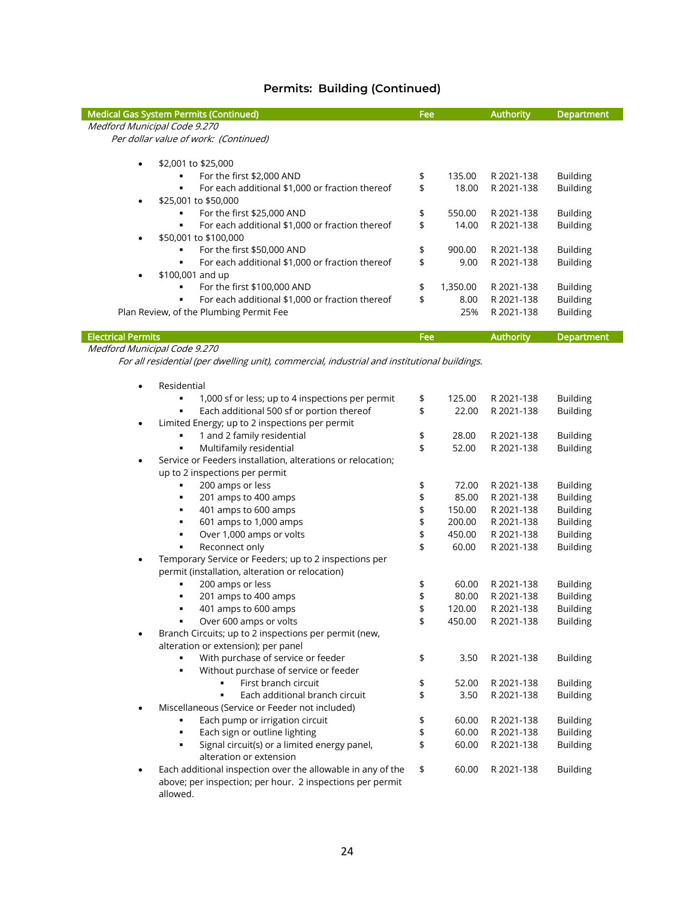## Permits: Building (Continued)

| Medical Gas System Permits (Continued) | Fee | Authority | Department |
|---|---|---|---|
| *Medford Municipal Code 9.270* | | | |
| *Per dollar value of work: (Continued)* | | | |
| • $2,001 to $25,000 | | | |
| ▪ For the first $2,000 AND | $ 135.00 | R 2021-138 | Building |
| ▪ For each additional $1,000 or fraction thereof | $ 18.00 | R 2021-138 | Building |
| • $25,001 to $50,000 | | | |
| ▪ For the first $25,000 AND | $ 550.00 | R 2021-138 | Building |
| ▪ For each additional $1,000 or fraction thereof | $ 14.00 | R 2021-138 | Building |
| • $50,001 to $100,000 | | | |
| ▪ For the first $50,000 AND | $ 900.00 | R 2021-138 | Building |
| ▪ For each additional $1,000 or fraction thereof | $ 9.00 | R 2021-138 | Building |
| • $100,001 and up | | | |
| ▪ For the first $100,000 AND | $ 1,350.00 | R 2021-138 | Building |
| ▪ For each additional $1,000 or fraction thereof | $ 8.00 | R 2021-138 | Building |
| Plan Review, of the Plumbing Permit Fee | 25% | R 2021-138 | Building |

| Electrical Permits | Fee | Authority | Department |
|---|---|---|---|
| *Medford Municipal Code 9.270* | | | |
| *For all residential (per dwelling unit), commercial, industrial and institutional buildings.* | | | |
| • Residential | | | |
| ▪ 1,000 sf or less; up to 4 inspections per permit | $ 125.00 | R 2021-138 | Building |
| ▪ Each additional 500 sf or portion thereof | $ 22.00 | R 2021-138 | Building |
| • Limited Energy; up to 2 inspections per permit | | | |
| ▪ 1 and 2 family residential | $ 28.00 | R 2021-138 | Building |
| ▪ Multifamily residential | $ 52.00 | R 2021-138 | Building |
| • Service or Feeders installation, alterations or relocation; up to 2 inspections per permit | | | |
| ▪ 200 amps or less | $ 72.00 | R 2021-138 | Building |
| ▪ 201 amps to 400 amps | $ 85.00 | R 2021-138 | Building |
| ▪ 401 amps to 600 amps | $ 150.00 | R 2021-138 | Building |
| ▪ 601 amps to 1,000 amps | $ 200.00 | R 2021-138 | Building |
| ▪ Over 1,000 amps or volts | $ 450.00 | R 2021-138 | Building |
| ▪ Reconnect only | $ 60.00 | R 2021-138 | Building |
| • Temporary Service or Feeders; up to 2 inspections per permit (installation, alteration or relocation) | | | |
| ▪ 200 amps or less | $ 60.00 | R 2021-138 | Building |
| ▪ 201 amps to 400 amps | $ 80.00 | R 2021-138 | Building |
| ▪ 401 amps to 600 amps | $ 120.00 | R 2021-138 | Building |
| ▪ Over 600 amps or volts | $ 450.00 | R 2021-138 | Building |
| • Branch Circuits; up to 2 inspections per permit (new, alteration or extension); per panel | | | |
| ▪ With purchase of service or feeder | $ 3.50 | R 2021-138 | Building |
| ▪ Without purchase of service or feeder | | | |
| ▪ First branch circuit | $ 52.00 | R 2021-138 | Building |
| ▪ Each additional branch circuit | $ 3.50 | R 2021-138 | Building |
| • Miscellaneous (Service or Feeder not included) | | | |
| ▪ Each pump or irrigation circuit | $ 60.00 | R 2021-138 | Building |
| ▪ Each sign or outline lighting | $ 60.00 | R 2021-138 | Building |
| ▪ Signal circuit(s) or a limited energy panel, alteration or extension | $ 60.00 | R 2021-138 | Building |
| • Each additional inspection over the allowable in any of the above; per inspection; per hour. 2 inspections per permit allowed. | $ 60.00 | R 2021-138 | Building |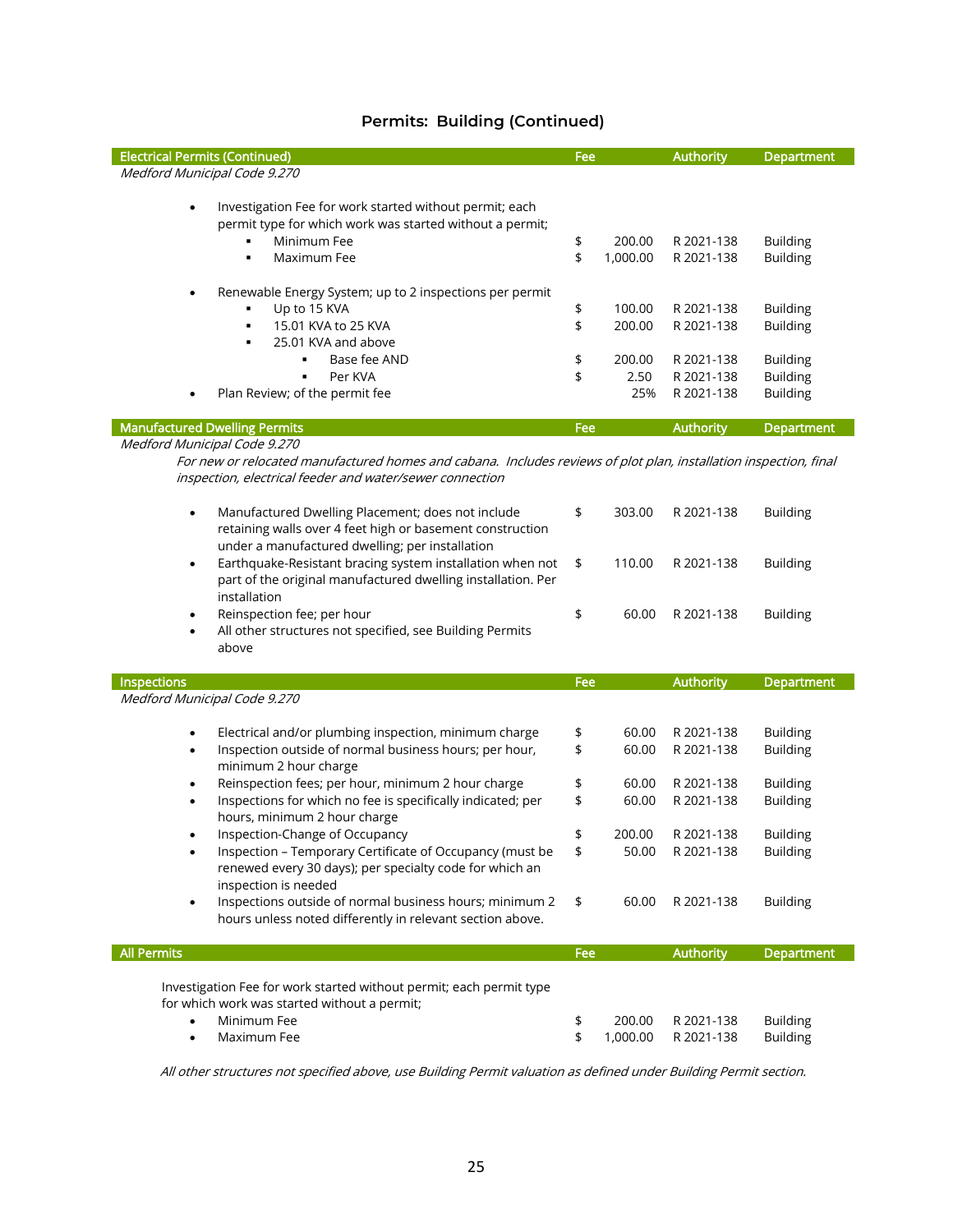## Permits: Building (Continued)

| Electrical Permits (Continued) | Fee | Authority | Department |
|---|---|---|---|
| *Medford Municipal Code 9.270* | | | |
| • Investigation Fee for work started without permit; each permit type for which work was started without a permit; | | | |
| ▪ Minimum Fee | $ 200.00 | R 2021-138 | Building |
| ▪ Maximum Fee | $ 1,000.00 | R 2021-138 | Building |
| • Renewable Energy System; up to 2 inspections per permit | | | |
| ▪ Up to 15 KVA | $ 100.00 | R 2021-138 | Building |
| ▪ 15.01 KVA to 25 KVA | $ 200.00 | R 2021-138 | Building |
| ▪ 25.01 KVA and above | | | |
| ▪ Base fee AND | $ 200.00 | R 2021-138 | Building |
| ▪ Per KVA | $ 2.50 | R 2021-138 | Building |
| • Plan Review; of the permit fee | 25% | R 2021-138 | Building |

| Manufactured Dwelling Permits | Fee | Authority | Department |
|---|---|---|---|
| *Medford Municipal Code 9.270* | | | |
| *For new or relocated manufactured homes and cabana. Includes reviews of plot plan, installation inspection, final inspection, electrical feeder and water/sewer connection* | | | |
| • Manufactured Dwelling Placement; does not include retaining walls over 4 feet high or basement construction under a manufactured dwelling; per installation | $ 303.00 | R 2021-138 | Building |
| • Earthquake-Resistant bracing system installation when not part of the original manufactured dwelling installation. Per installation | $ 110.00 | R 2021-138 | Building |
| • Reinspection fee; per hour | $ 60.00 | R 2021-138 | Building |
| • All other structures not specified, see Building Permits above | | | |

| Inspections | Fee | Authority | Department |
|---|---|---|---|
| *Medford Municipal Code 9.270* | | | |
| • Electrical and/or plumbing inspection, minimum charge | $ 60.00 | R 2021-138 | Building |
| • Inspection outside of normal business hours; per hour, minimum 2 hour charge | $ 60.00 | R 2021-138 | Building |
| • Reinspection fees; per hour, minimum 2 hour charge | $ 60.00 | R 2021-138 | Building |
| • Inspections for which no fee is specifically indicated; per hours, minimum 2 hour charge | $ 60.00 | R 2021-138 | Building |
| • Inspection-Change of Occupancy | $ 200.00 | R 2021-138 | Building |
| • Inspection – Temporary Certificate of Occupancy (must be renewed every 30 days); per specialty code for which an inspection is needed | $ 50.00 | R 2021-138 | Building |
| • Inspections outside of normal business hours; minimum 2 hours unless noted differently in relevant section above. | $ 60.00 | R 2021-138 | Building |

| All Permits | Fee | Authority | Department |
|---|---|---|---|
| Investigation Fee for work started without permit; each permit type for which work was started without a permit; | | | |
| • Minimum Fee | $ 200.00 | R 2021-138 | Building |
| • Maximum Fee | $ 1,000.00 | R 2021-138 | Building |

*All other structures not specified above, use Building Permit valuation as defined under Building Permit section.*